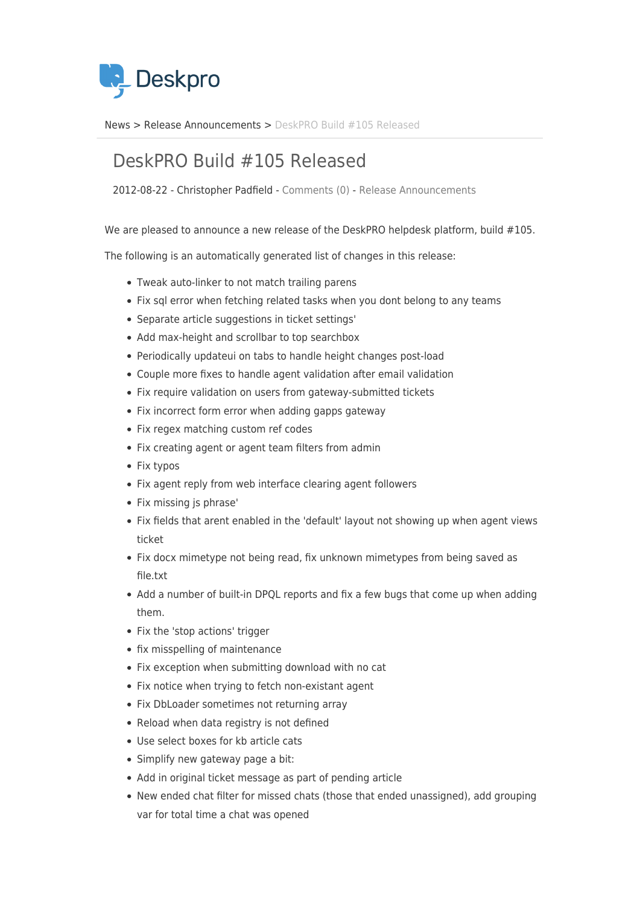News > Release Announcements > DeskPRO Build #105 Released

# DeskPRO Build #105 Released

2012-08-22 - Christopher Padfield - Comments (0) - Release Announcements

We are pleased to announce a new release of the DeskPRO helpdesk platform, build #105.

The following is an automatically generated list of changes in this release:

- Tweak auto-linker to not match trailing parens
- Fix sql error when fetching related tasks when you dont belong to any teams
- Separate article suggestions in ticket settings'
- Add max-height and scrollbar to top searchbox
- Periodically updateui on tabs to handle height changes post-load
- Couple more fixes to handle agent validation after email validation
- Fix require validation on users from gateway-submitted tickets
- Fix incorrect form error when adding gapps gateway
- Fix regex matching custom ref codes
- Fix creating agent or agent team filters from admin
- Fix typos
- Fix agent reply from web interface clearing agent followers
- Fix missing js phrase'
- Fix fields that arent enabled in the 'default' layout not showing up when agent views ticket
- Fix docx mimetype not being read, fix unknown mimetypes from being saved as file.txt
- Add a number of built-in DPQL reports and fix a few bugs that come up when adding them.
- Fix the 'stop actions' trigger
- fix misspelling of maintenance
- Fix exception when submitting download with no cat
- Fix notice when trying to fetch non-existant agent
- Fix DbLoader sometimes not returning array
- Reload when data registry is not defined
- Use select boxes for kb article cats
- Simplify new gateway page a bit:
- Add in original ticket message as part of pending article
- New ended chat filter for missed chats (those that ended unassigned), add grouping var for total time a chat was opened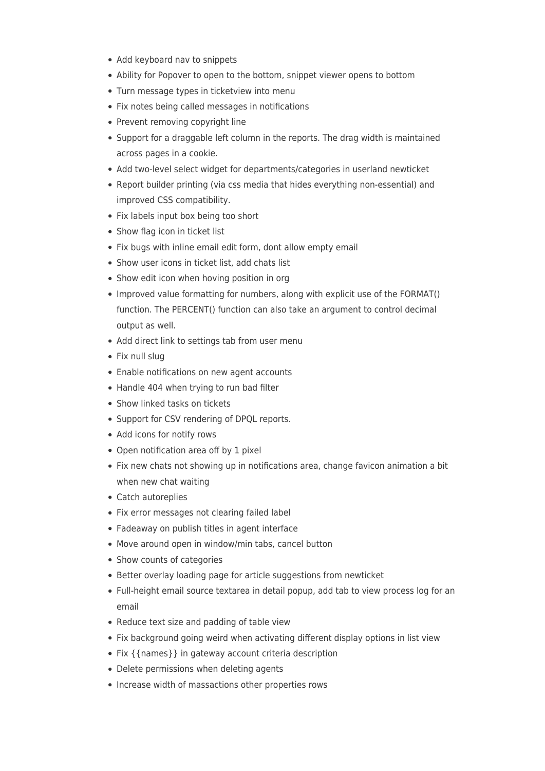- Add keyboard nav to snippets
- Ability for Popover to open to the bottom, snippet viewer opens to bottom
- Turn message types in ticketview into menu
- Fix notes being called messages in notifications
- Prevent removing copyright line
- Support for a draggable left column in the reports. The drag width is maintained across pages in a cookie.
- Add two-level select widget for departments/categories in userland newticket
- Report builder printing (via css media that hides everything non-essential) and improved CSS compatibility.
- Fix labels input box being too short
- Show flag icon in ticket list
- Fix bugs with inline email edit form, dont allow empty email
- Show user icons in ticket list, add chats list
- Show edit icon when hoving position in org
- Improved value formatting for numbers, along with explicit use of the FORMAT() function. The PERCENT() function can also take an argument to control decimal output as well.
- Add direct link to settings tab from user menu
- Fix null slug
- Enable notifications on new agent accounts
- Handle 404 when trying to run bad filter
- Show linked tasks on tickets
- Support for CSV rendering of DPQL reports.
- Add icons for notify rows
- Open notification area off by 1 pixel
- Fix new chats not showing up in notifications area, change favicon animation a bit when new chat waiting
- Catch autoreplies
- Fix error messages not clearing failed label
- Fadeaway on publish titles in agent interface
- Move around open in window/min tabs, cancel button
- Show counts of categories
- Better overlay loading page for article suggestions from newticket
- Full-height email source textarea in detail popup, add tab to view process log for an email
- Reduce text size and padding of table view
- Fix background going weird when activating different display options in list view
- Fix {{names}} in gateway account criteria description
- Delete permissions when deleting agents
- Increase width of massactions other properties rows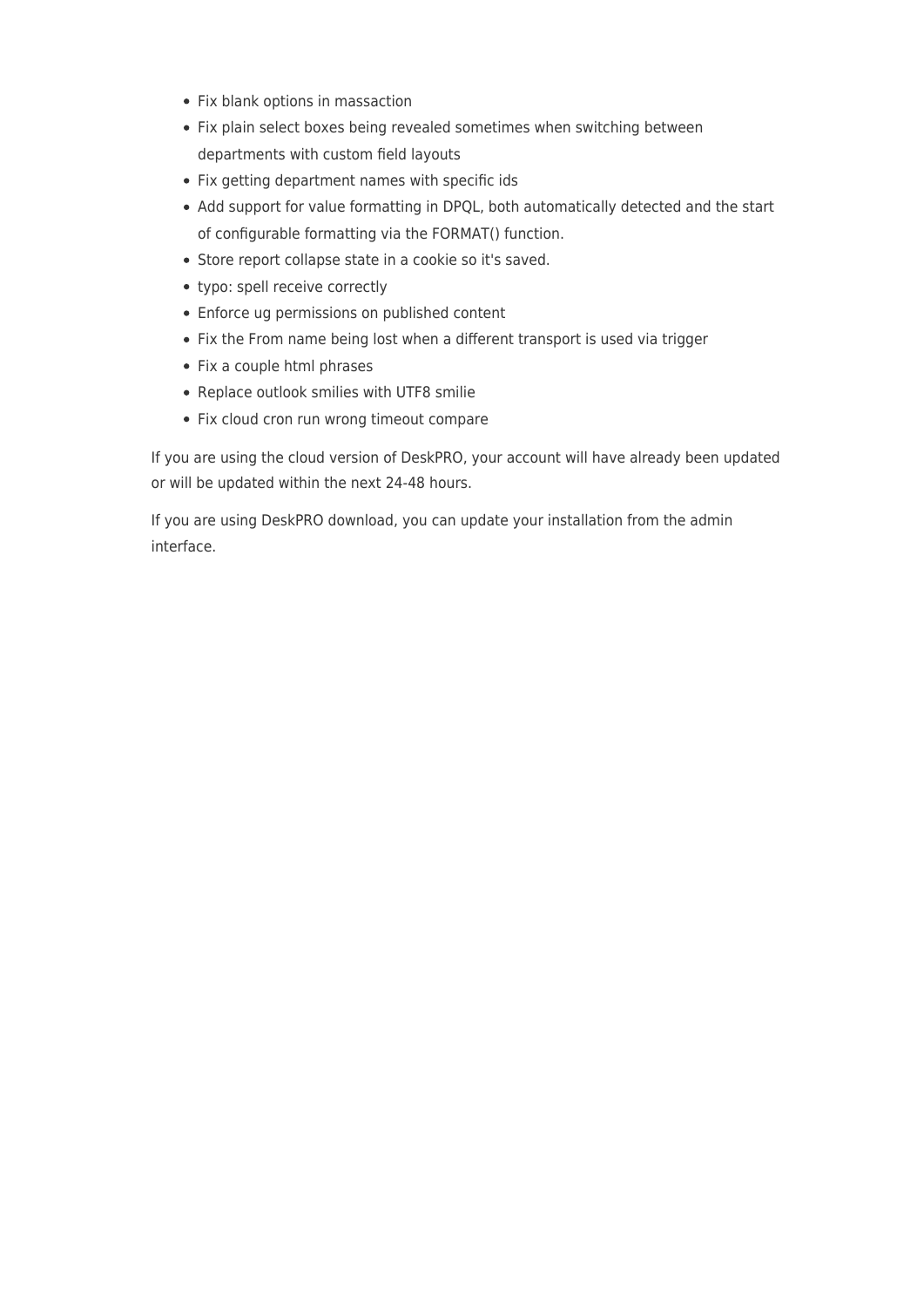- Fix blank options in massaction
- Fix plain select boxes being revealed sometimes when switching between departments with custom field layouts
- Fix getting department names with specific ids
- Add support for value formatting in DPQL, both automatically detected and the start of configurable formatting via the FORMAT() function.
- Store report collapse state in a cookie so it's saved.
- typo: spell receive correctly
- Enforce ug permissions on published content
- Fix the From name being lost when a different transport is used via trigger
- Fix a couple html phrases
- Replace outlook smilies with UTF8 smilie
- Fix cloud cron run wrong timeout compare

If you are using the cloud version of DeskPRO, your account will have already been updated or will be updated within the next 24-48 hours.

If you are using DeskPRO download, you can update your installation from the admin interface.